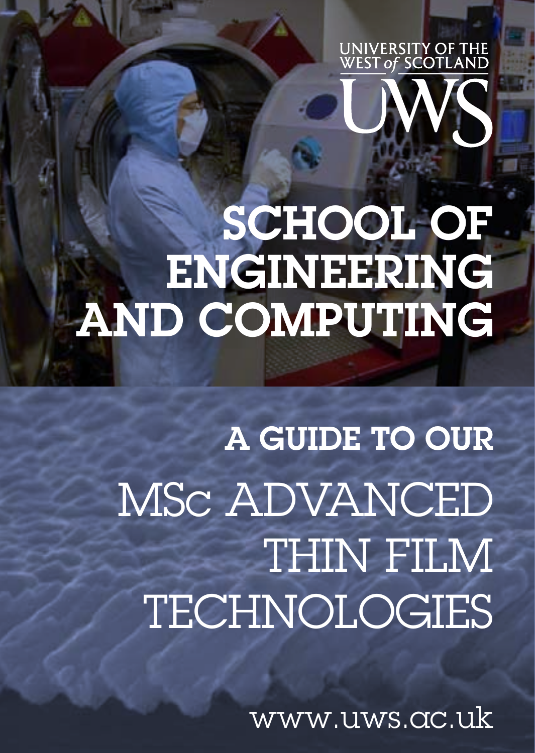UNIVERSITY OF THE WEST *of* SCOTLAND

UWS

# SCHOOL OF ENGINEERING AND COMPUTING

## A GUIDE TO OUR

# MSc ADVANCED THIN FILM TECHNOLOGIES

www.uws.ac.uk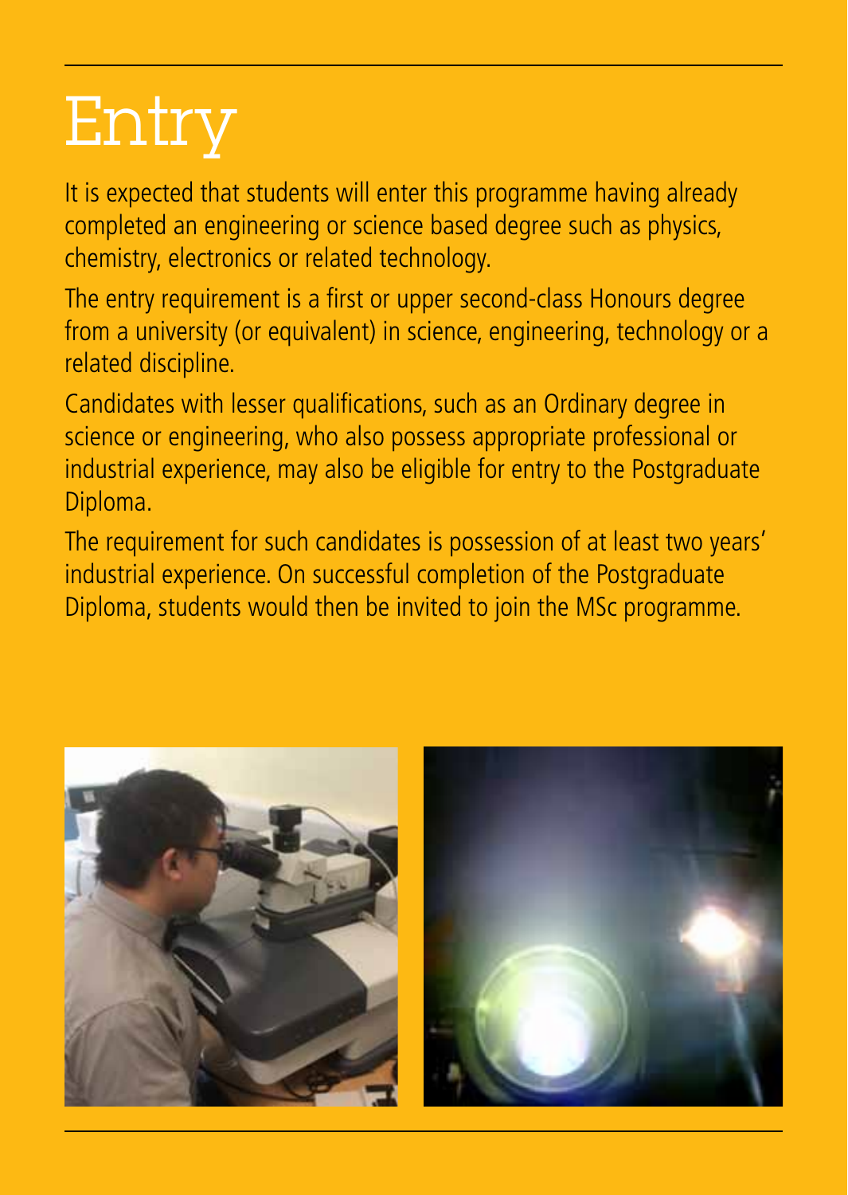# Entry

It is expected that students will enter this programme having already completed an engineering or science based degree such as physics, chemistry, electronics or related technology.

The entry requirement is a first or upper second-class Honours degree from a university (or equivalent) in science, engineering, technology or a related discipline.

Candidates with lesser qualifications, such as an Ordinary degree in science or engineering, who also possess appropriate professional or industrial experience, may also be eligible for entry to the Postgraduate Diploma.

The requirement for such candidates is possession of at least two years' industrial experience. On successful completion of the Postgraduate Diploma, students would then be invited to join the MSc programme.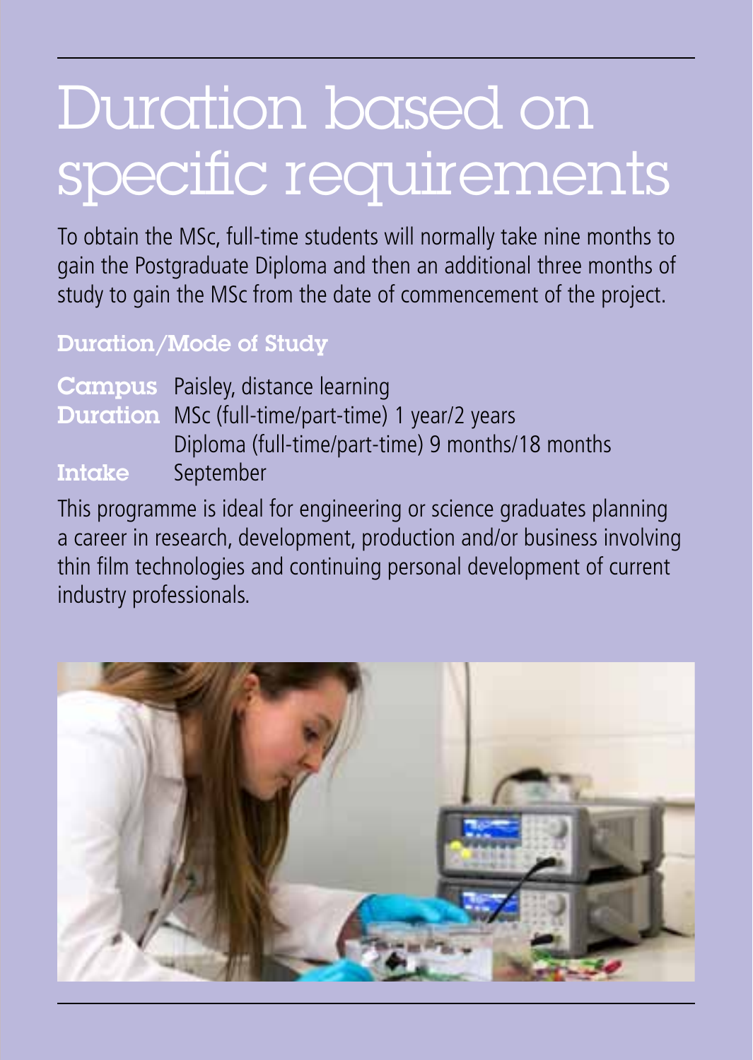# Duration based on specific requirements

To obtain the MSc, full-time students will normally take nine months to gain the Postgraduate Diploma and then an additional three months of study to gain the MSc from the date of commencement of the project.

### Duration/Mode of Study

**Campus** Paisley, distance learning
**Duration** MSc (full-time/part-time) 1 year/2 years
Diploma (full-time/part-time) 9 months/18 months
**Intake** September

This programme is ideal for engineering or science graduates planning a career in research, development, production and/or business involving thin film technologies and continuing personal development of current industry professionals.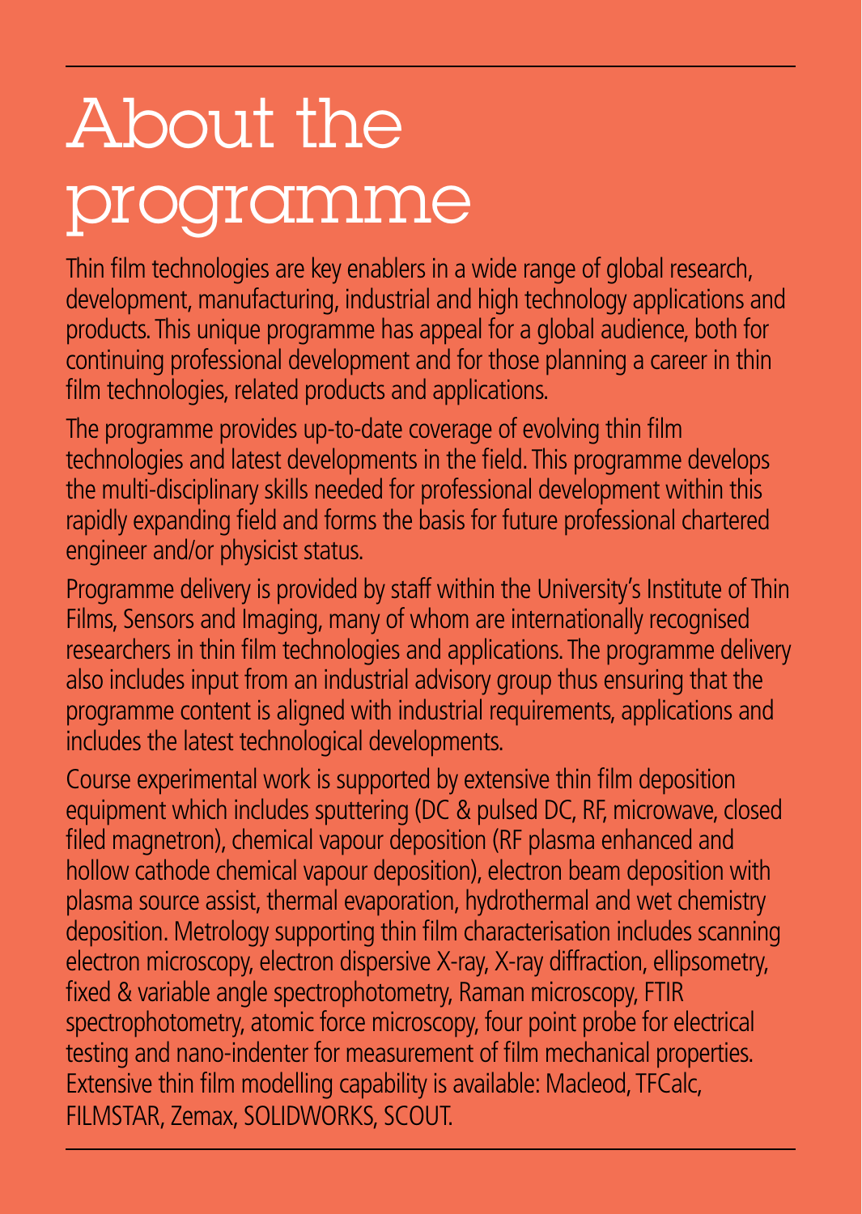# About the programme

Thin film technologies are key enablers in a wide range of global research, development, manufacturing, industrial and high technology applications and products. This unique programme has appeal for a global audience, both for continuing professional development and for those planning a career in thin film technologies, related products and applications.

The programme provides up-to-date coverage of evolving thin film technologies and latest developments in the field. This programme develops the multi-disciplinary skills needed for professional development within this rapidly expanding field and forms the basis for future professional chartered engineer and/or physicist status.

Programme delivery is provided by staff within the University's Institute of Thin Films, Sensors and Imaging, many of whom are internationally recognised researchers in thin film technologies and applications. The programme delivery also includes input from an industrial advisory group thus ensuring that the programme content is aligned with industrial requirements, applications and includes the latest technological developments.

Course experimental work is supported by extensive thin film deposition equipment which includes sputtering (DC & pulsed DC, RF, microwave, closed filed magnetron), chemical vapour deposition (RF plasma enhanced and hollow cathode chemical vapour deposition), electron beam deposition with plasma source assist, thermal evaporation, hydrothermal and wet chemistry deposition. Metrology supporting thin film characterisation includes scanning electron microscopy, electron dispersive X-ray, X-ray diffraction, ellipsometry, fixed & variable angle spectrophotometry, Raman microscopy, FTIR spectrophotometry, atomic force microscopy, four point probe for electrical testing and nano-indenter for measurement of film mechanical properties. Extensive thin film modelling capability is available: Macleod, TFCalc, FILMSTAR, Zemax, SOLIDWORKS, SCOUT.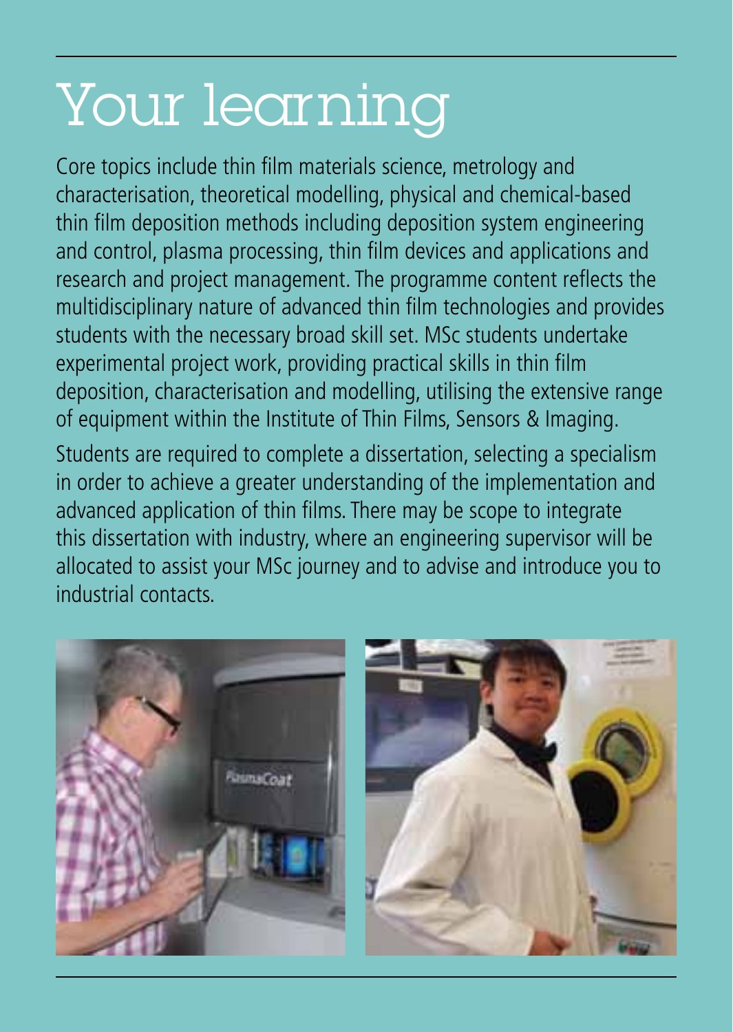# Your learning

Core topics include thin film materials science, metrology and characterisation, theoretical modelling, physical and chemical-based thin film deposition methods including deposition system engineering and control, plasma processing, thin film devices and applications and research and project management. The programme content reflects the multidisciplinary nature of advanced thin film technologies and provides students with the necessary broad skill set. MSc students undertake experimental project work, providing practical skills in thin film deposition, characterisation and modelling, utilising the extensive range of equipment within the Institute of Thin Films, Sensors & Imaging.

Students are required to complete a dissertation, selecting a specialism in order to achieve a greater understanding of the implementation and advanced application of thin films. There may be scope to integrate this dissertation with industry, where an engineering supervisor will be allocated to assist your MSc journey and to advise and introduce you to industrial contacts.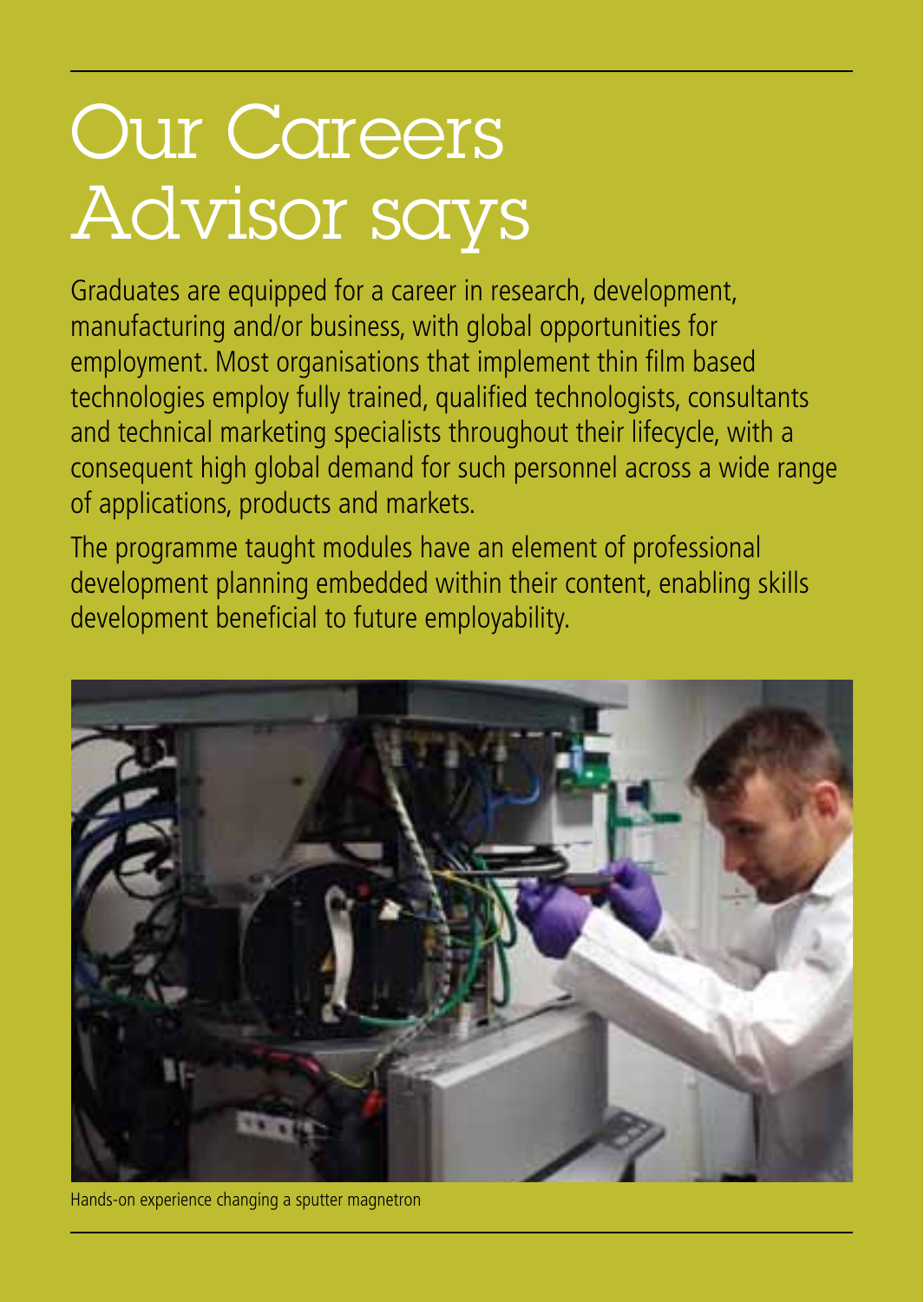# Our Careers Advisor says

Graduates are equipped for a career in research, development, manufacturing and/or business, with global opportunities for employment. Most organisations that implement thin film based technologies employ fully trained, qualified technologists, consultants and technical marketing specialists throughout their lifecycle, with a consequent high global demand for such personnel across a wide range of applications, products and markets.

The programme taught modules have an element of professional development planning embedded within their content, enabling skills development beneficial to future employability.

Hands-on experience changing a sputter magnetron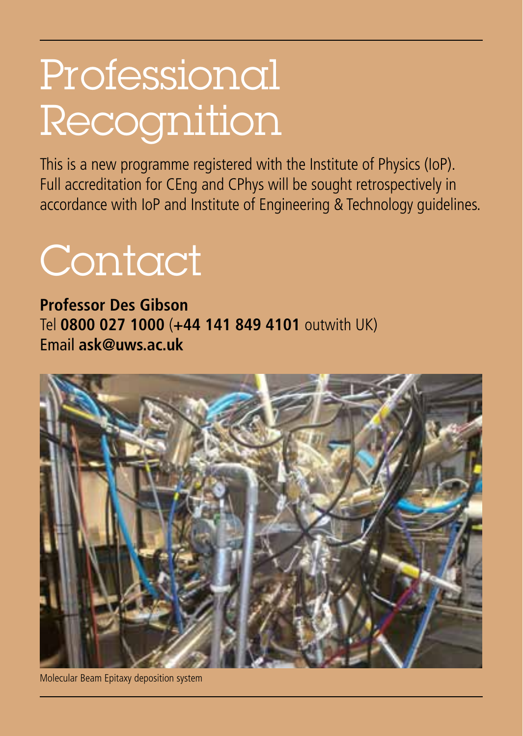# Professional Recognition

This is a new programme registered with the Institute of Physics (IoP). Full accreditation for CEng and CPhys will be sought retrospectively in accordance with IoP and Institute of Engineering & Technology guidelines.

# Contact

**Professor Des Gibson**
Tel **0800 027 1000** (**+44 141 849 4101** outwith UK)
Email **ask@uws.ac.uk**

Molecular Beam Epitaxy deposition system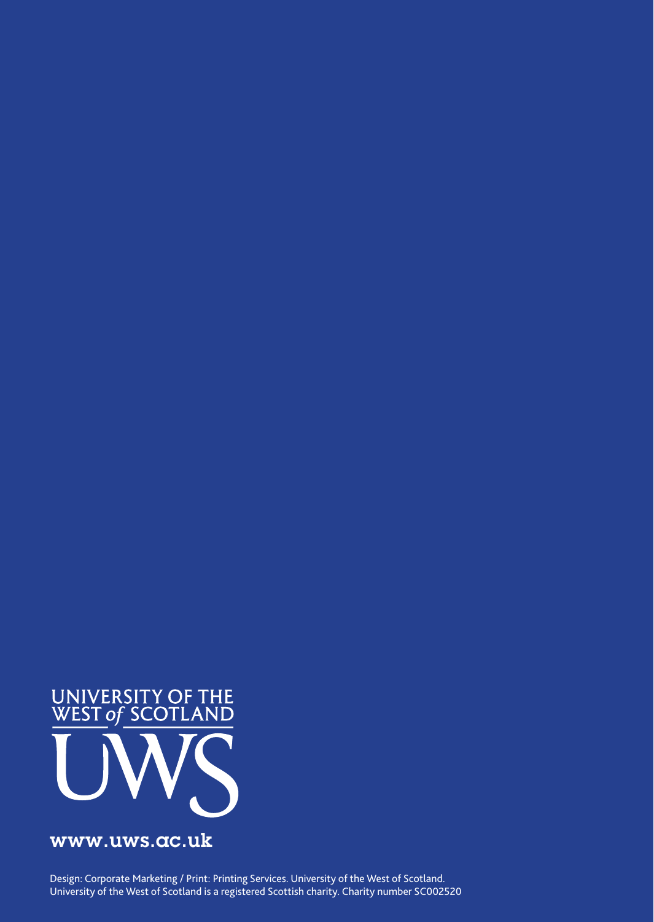UNIVERSITY OF THE
WEST *of* SCOTLAND

UWS

**www.uws.ac.uk**

Design: Corporate Marketing / Print: Printing Services. University of the West of Scotland.
University of the West of Scotland is a registered Scottish charity. Charity number SC002520